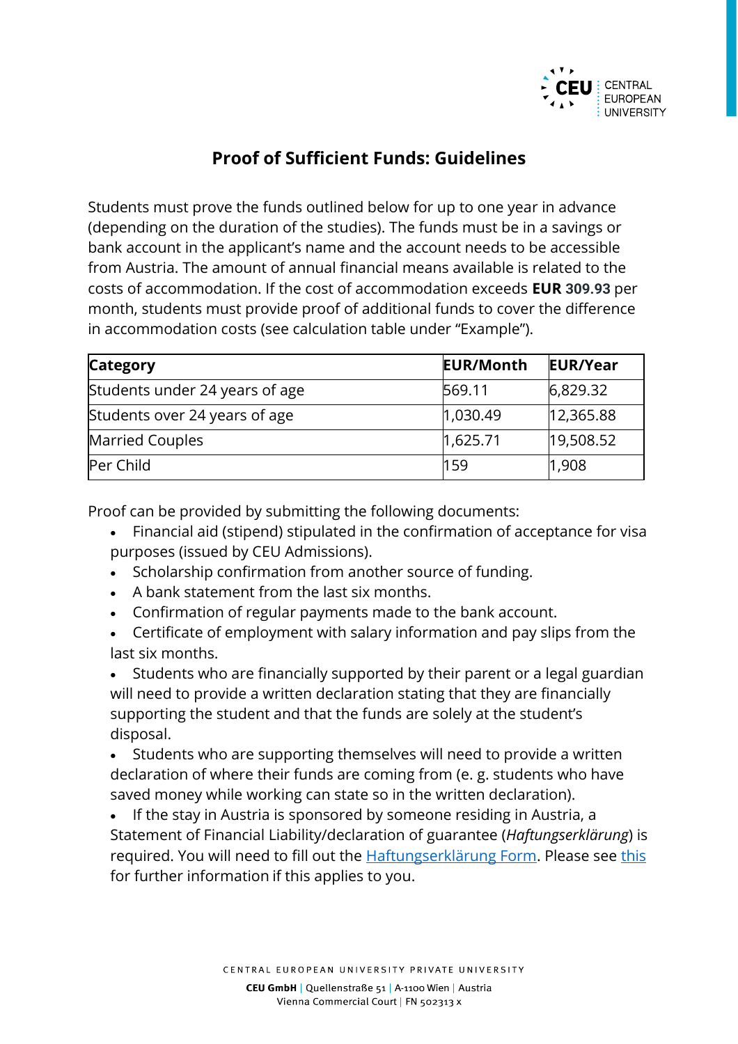## Proof of Sufficient Funds: Guidelines

Students must prove the funds outlined below for up to one year in advance (depending on the duration of the studies). The funds must be in a savings or bank account in the applicant's name and the account needs to be accessible from Austria. The amount of annual financial means available is related to the costs of accommodation. If the cost of accommodation exceeds **EUR 309.93** per month, students must provide proof of additional funds to cover the difference in accommodation costs (see calculation table under "Example").

| **Category** | **EUR/Month** | **EUR/Year** |
|---|---|---|
| Students under 24 years of age | 569.11 | 6,829.32 |
| Students over 24 years of age | 1,030.49 | 12,365.88 |
| Married Couples | 1,625.71 | 19,508.52 |
| Per Child | 159 | 1,908 |

Proof can be provided by submitting the following documents:

- Financial aid (stipend) stipulated in the confirmation of acceptance for visa purposes (issued by CEU Admissions).
- Scholarship confirmation from another source of funding.
- A bank statement from the last six months.
- Confirmation of regular payments made to the bank account.
- Certificate of employment with salary information and pay slips from the last six months.
- Students who are financially supported by their parent or a legal guardian will need to provide a written declaration stating that they are financially supporting the student and that the funds are solely at the student's disposal.
- Students who are supporting themselves will need to provide a written declaration of where their funds are coming from (e. g. students who have saved money while working can state so in the written declaration).
- If the stay in Austria is sponsored by someone residing in Austria, a Statement of Financial Liability/declaration of guarantee (*Haftungserklärung*) is required. You will need to fill out the Haftungserklärung Form. Please see this for further information if this applies to you.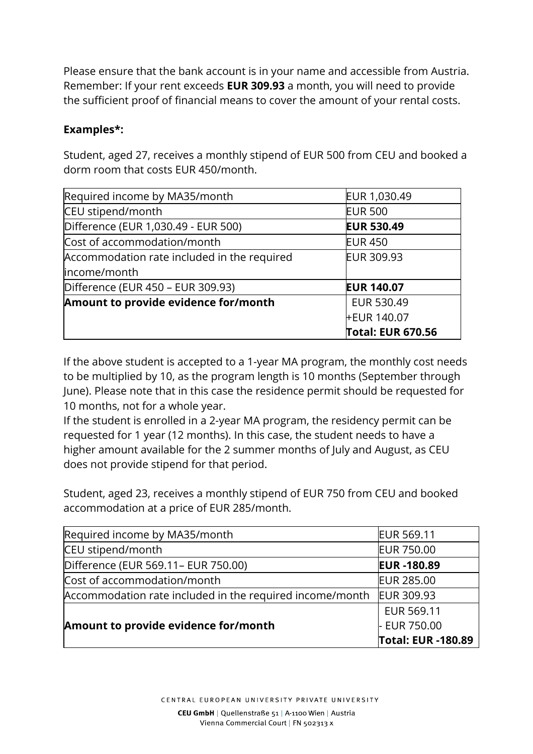Please ensure that the bank account is in your name and accessible from Austria. Remember: If your rent exceeds **EUR 309.93** a month, you will need to provide the sufficient proof of financial means to cover the amount of your rental costs.

**Examples*:**

Student, aged 27, receives a monthly stipend of EUR 500 from CEU and booked a dorm room that costs EUR 450/month.

| | |
|---|---|
| Required income by MA35/month | EUR 1,030.49 |
| CEU stipend/month | EUR 500 |
| Difference (EUR 1,030.49 - EUR 500) | **EUR 530.49** |
| Cost of accommodation/month | EUR 450 |
| Accommodation rate included in the required income/month | EUR 309.93 |
| Difference (EUR 450 – EUR 309.93) | **EUR 140.07** |
| **Amount to provide evidence for/month** | EUR 530.49<br>+EUR 140.07<br>**Total: EUR 670.56** |

If the above student is accepted to a 1-year MA program, the monthly cost needs to be multiplied by 10, as the program length is 10 months (September through June). Please note that in this case the residence permit should be requested for 10 months, not for a whole year.
If the student is enrolled in a 2-year MA program, the residency permit can be requested for 1 year (12 months). In this case, the student needs to have a higher amount available for the 2 summer months of July and August, as CEU does not provide stipend for that period.

Student, aged 23, receives a monthly stipend of EUR 750 from CEU and booked accommodation at a price of EUR 285/month.

| | |
|---|---|
| Required income by MA35/month | EUR 569.11 |
| CEU stipend/month | EUR 750.00 |
| Difference (EUR 569.11– EUR 750.00) | **EUR -180.89** |
| Cost of accommodation/month | EUR 285.00 |
| Accommodation rate included in the required income/month | EUR 309.93 |
| **Amount to provide evidence for/month** | EUR 569.11<br>- EUR 750.00<br>**Total: EUR -180.89** |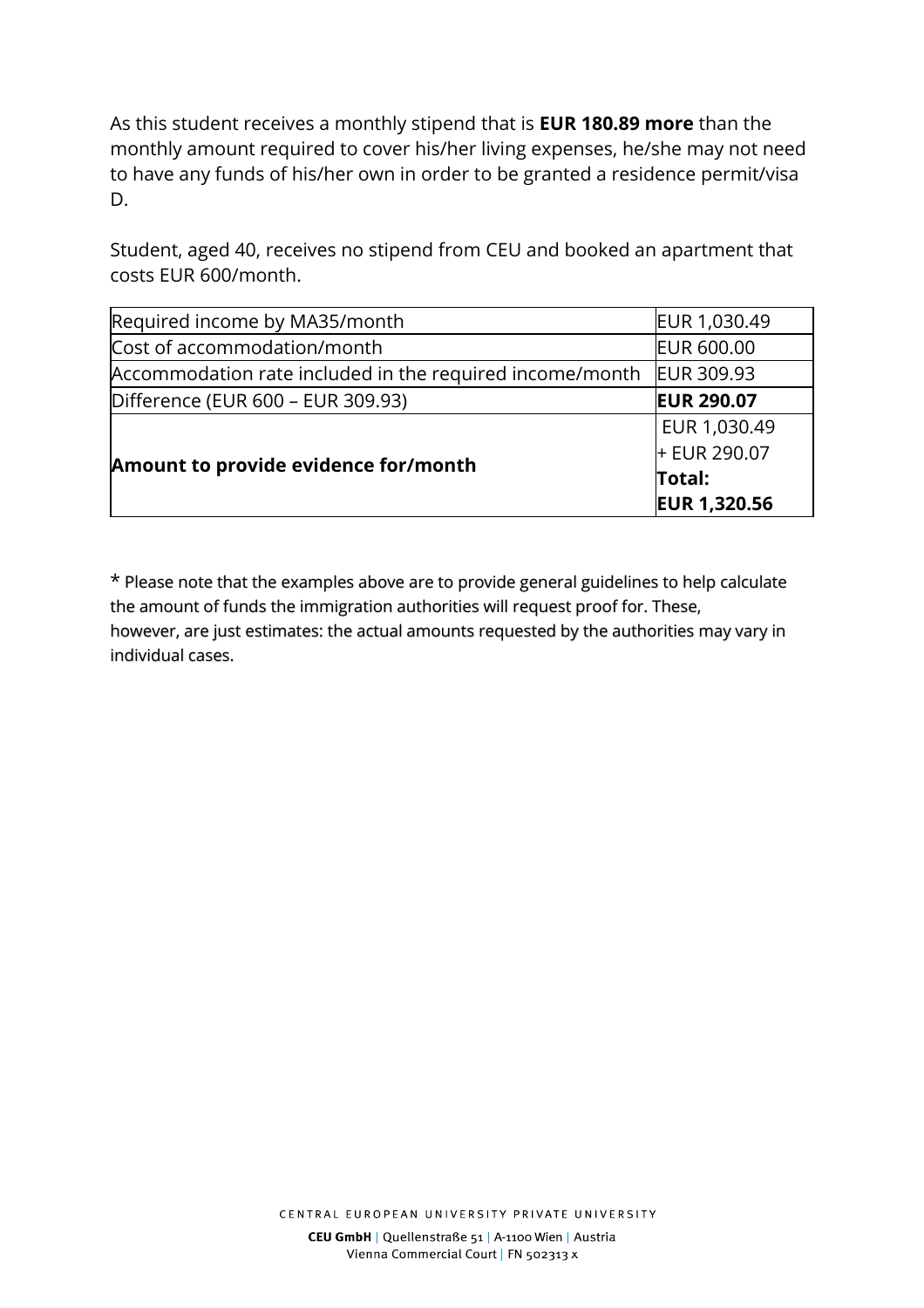As this student receives a monthly stipend that is **EUR 180.89 more** than the monthly amount required to cover his/her living expenses, he/she may not need to have any funds of his/her own in order to be granted a residence permit/visa D.

Student, aged 40, receives no stipend from CEU and booked an apartment that costs EUR 600/month.

| | |
|---|---|
| Required income by MA35/month | EUR 1,030.49 |
| Cost of accommodation/month | EUR 600.00 |
| Accommodation rate included in the required income/month | EUR 309.93 |
| Difference (EUR 600 – EUR 309.93) | **EUR 290.07** |
| **Amount to provide evidence for/month** | EUR 1,030.49<br>+ EUR 290.07<br>**Total:**<br>**EUR 1,320.56** |

* Please note that the examples above are to provide general guidelines to help calculate the amount of funds the immigration authorities will request proof for. These, however, are just estimates: the actual amounts requested by the authorities may vary in individual cases.